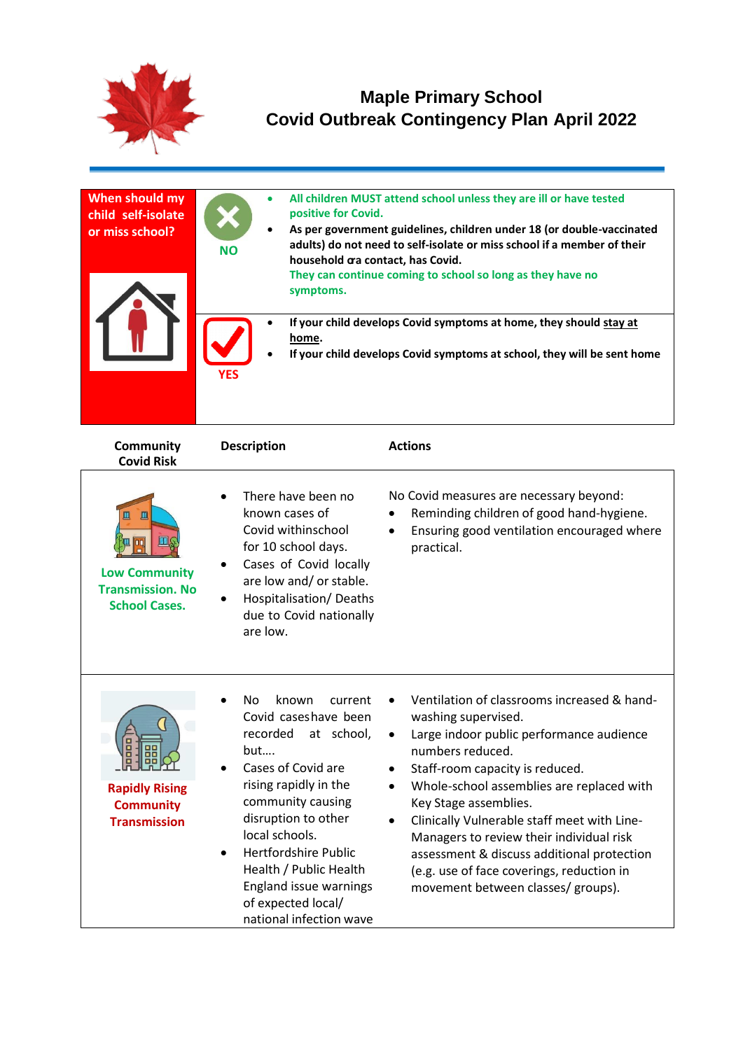# Maple Primary School
## Covid Outbreak Contingency Plan April 2022

| When should my child self-isolate or miss school? | | |
|---|---|---|
| | NO | • All children MUST attend school unless they are ill or have tested positive for Covid.<br>• As per government guidelines, children under 18 (or double-vaccinated adults) do not need to self-isolate or miss school if a member of their household or a contact, has Covid.<br>They can continue coming to school so long as they have no symptoms. |
| | YES | • If your child develops Covid symptoms at home, they should stay at home.<br>• If your child develops Covid symptoms at school, they will be sent home |

| Community Covid Risk | Description | Actions |
|---|---|---|
| Low Community Transmission. No School Cases. | • There have been no known cases of Covid within school for 10 school days.<br>• Cases of Covid locally are low and/ or stable.<br>• Hospitalisation/ Deaths due to Covid nationally are low. | No Covid measures are necessary beyond:<br>• Reminding children of good hand-hygiene.<br>• Ensuring good ventilation encouraged where practical. |
| Rapidly Rising Community Transmission | • No known current Covid cases have been recorded at school, but….<br>• Cases of Covid are rising rapidly in the community causing disruption to other local schools.<br>• Hertfordshire Public Health / Public Health England issue warnings of expected local/ national infection wave | • Ventilation of classrooms increased & hand-washing supervised.<br>• Large indoor public performance audience numbers reduced.<br>• Staff-room capacity is reduced.<br>• Whole-school assemblies are replaced with Key Stage assemblies.<br>• Clinically Vulnerable staff meet with Line-Managers to review their individual risk assessment & discuss additional protection (e.g. use of face coverings, reduction in movement between classes/ groups). |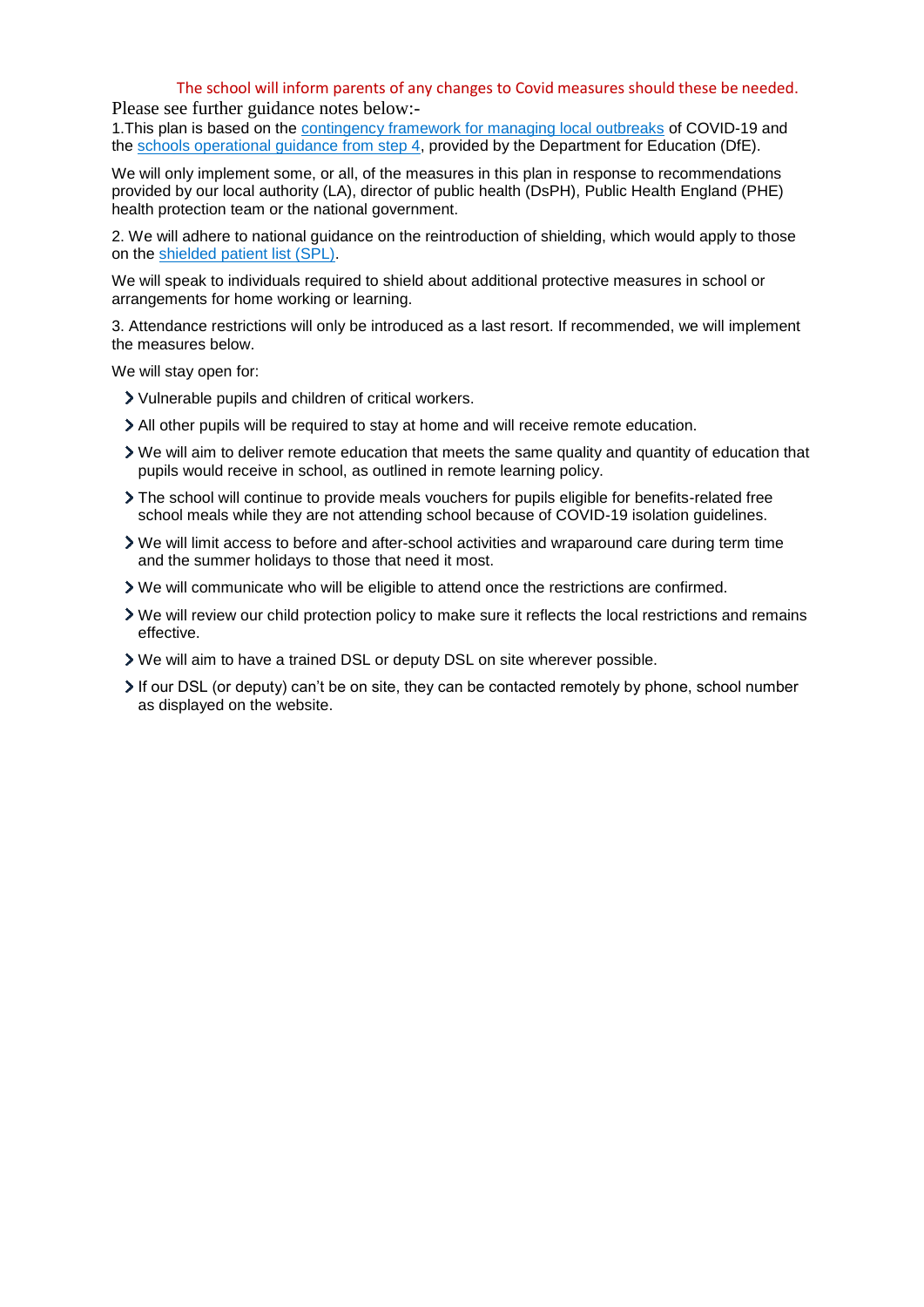The school will inform parents of any changes to Covid measures should these be needed.

Please see further guidance notes below:-

1.This plan is based on the [contingency framework for managing local outbreaks] of COVID-19 and the [schools operational guidance from step 4], provided by the Department for Education (DfE).

We will only implement some, or all, of the measures in this plan in response to recommendations provided by our local authority (LA), director of public health (DsPH), Public Health England (PHE) health protection team or the national government.

2. We will adhere to national guidance on the reintroduction of shielding, which would apply to those on the [shielded patient list (SPL)].

We will speak to individuals required to shield about additional protective measures in school or arrangements for home working or learning.

3. Attendance restrictions will only be introduced as a last resort. If recommended, we will implement the measures below.

We will stay open for:

- Vulnerable pupils and children of critical workers.
- All other pupils will be required to stay at home and will receive remote education.
- We will aim to deliver remote education that meets the same quality and quantity of education that pupils would receive in school, as outlined in remote learning policy.
- The school will continue to provide meals vouchers for pupils eligible for benefits-related free school meals while they are not attending school because of COVID-19 isolation guidelines.
- We will limit access to before and after-school activities and wraparound care during term time and the summer holidays to those that need it most.
- We will communicate who will be eligible to attend once the restrictions are confirmed.
- We will review our child protection policy to make sure it reflects the local restrictions and remains effective.
- We will aim to have a trained DSL or deputy DSL on site wherever possible.
- If our DSL (or deputy) can't be on site, they can be contacted remotely by phone, school number as displayed on the website.